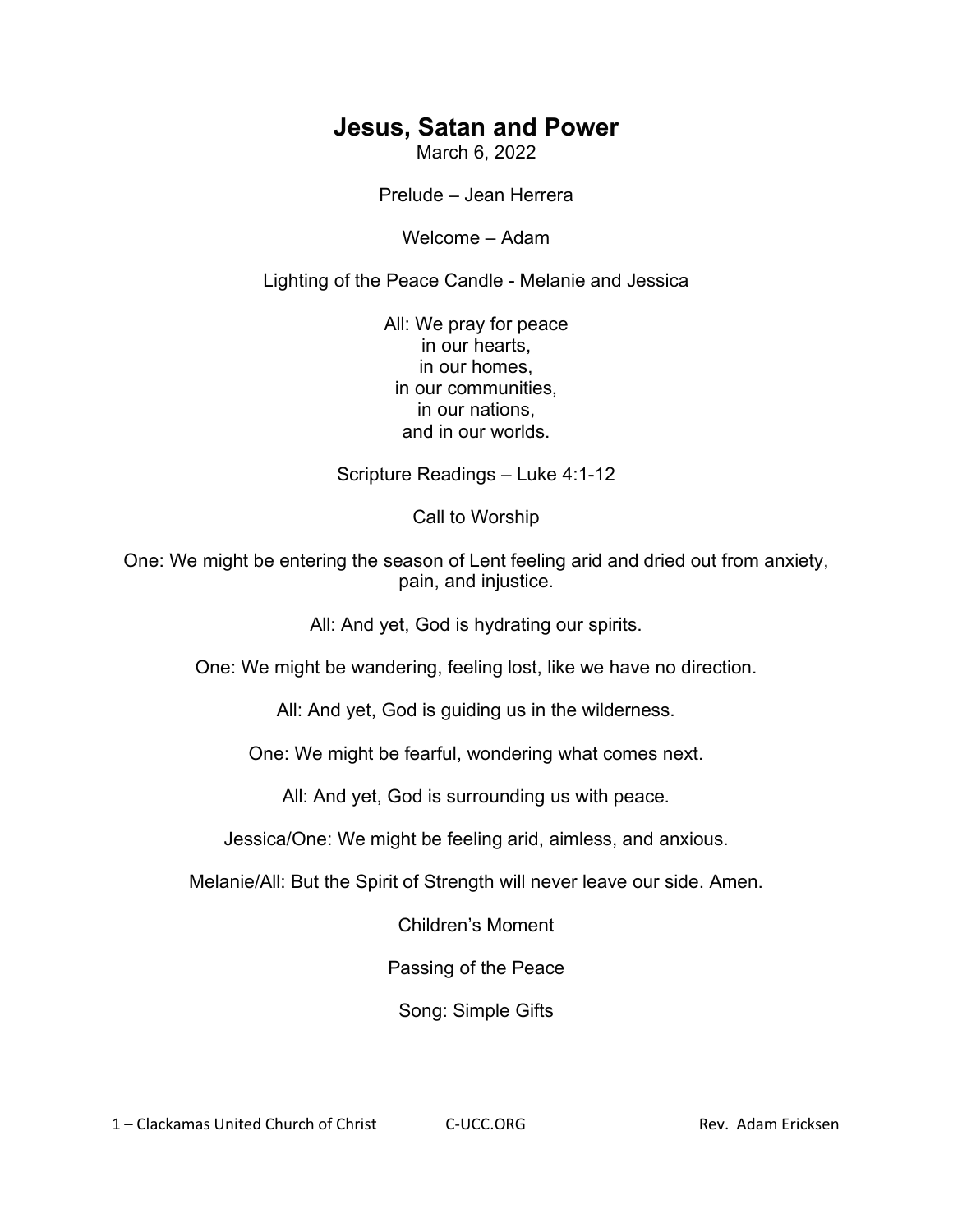# Jesus, Satan and Power

March 6, 2022

Prelude – Jean Herrera

Welcome – Adam

Lighting of the Peace Candle - Melanie and Jessica

All: We pray for peace  
in our hearts,  
in our homes,  
in our communities,  
in our nations,  
and in our worlds.

Scripture Readings – Luke 4:1-12

Call to Worship

One: We might be entering the season of Lent feeling arid and dried out from anxiety, pain, and injustice.

All: And yet, God is hydrating our spirits.

One: We might be wandering, feeling lost, like we have no direction.

All: And yet, God is guiding us in the wilderness.

One: We might be fearful, wondering what comes next.

All: And yet, God is surrounding us with peace.

Jessica/One: We might be feeling arid, aimless, and anxious.

Melanie/All: But the Spirit of Strength will never leave our side. Amen.

Children's Moment

Passing of the Peace

Song: Simple Gifts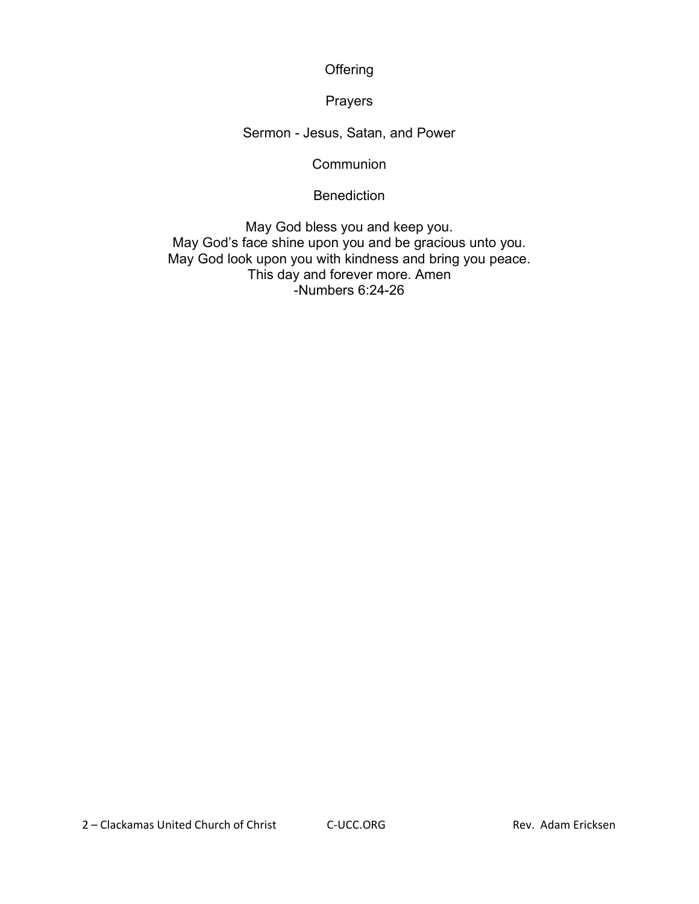Offering

Prayers

Sermon - Jesus, Satan, and Power

Communion

Benediction

May God bless you and keep you.
May God's face shine upon you and be gracious unto you.
May God look upon you with kindness and bring you peace.
This day and forever more. Amen
-Numbers 6:24-26